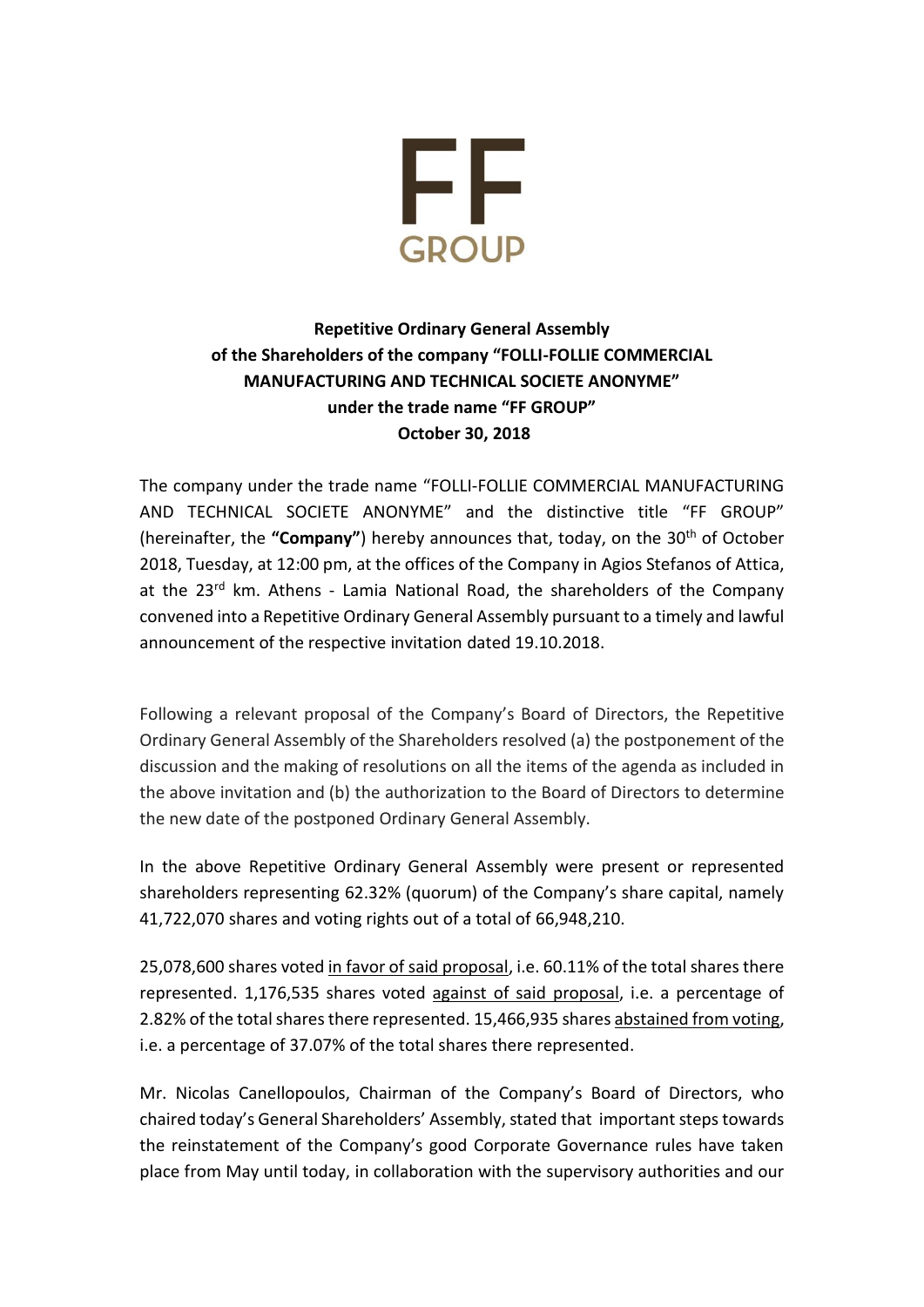FF
GROUP

**Repetitive Ordinary General Assembly**
**of the Shareholders of the company "FOLLI-FOLLIE COMMERCIAL MANUFACTURING AND TECHNICAL SOCIETE ANONYME"**
**under the trade name "FF GROUP"**
**October 30, 2018**

The company under the trade name "FOLLI-FOLLIE COMMERCIAL MANUFACTURING AND TECHNICAL SOCIETE ANONYME" and the distinctive title "FF GROUP" (hereinafter, the **"Company"**) hereby announces that, today, on the 30th of October 2018, Tuesday, at 12:00 pm, at the offices of the Company in Agios Stefanos of Attica, at the 23rd km. Athens - Lamia National Road, the shareholders of the Company convened into a Repetitive Ordinary General Assembly pursuant to a timely and lawful announcement of the respective invitation dated 19.10.2018.

Following a relevant proposal of the Company's Board of Directors, the Repetitive Ordinary General Assembly of the Shareholders resolved (a) the postponement of the discussion and the making of resolutions on all the items of the agenda as included in the above invitation and (b) the authorization to the Board of Directors to determine the new date of the postponed Ordinary General Assembly.

In the above Repetitive Ordinary General Assembly were present or represented shareholders representing 62.32% (quorum) of the Company's share capital, namely 41,722,070 shares and voting rights out of a total of 66,948,210.

25,078,600 shares voted in favor of said proposal, i.e. 60.11% of the total shares there represented. 1,176,535 shares voted against of said proposal, i.e. a percentage of 2.82% of the total shares there represented. 15,466,935 shares abstained from voting, i.e. a percentage of 37.07% of the total shares there represented.

Mr. Nicolas Canellopoulos, Chairman of the Company's Board of Directors, who chaired today's General Shareholders' Assembly, stated that important steps towards the reinstatement of the Company's good Corporate Governance rules have taken place from May until today, in collaboration with the supervisory authorities and our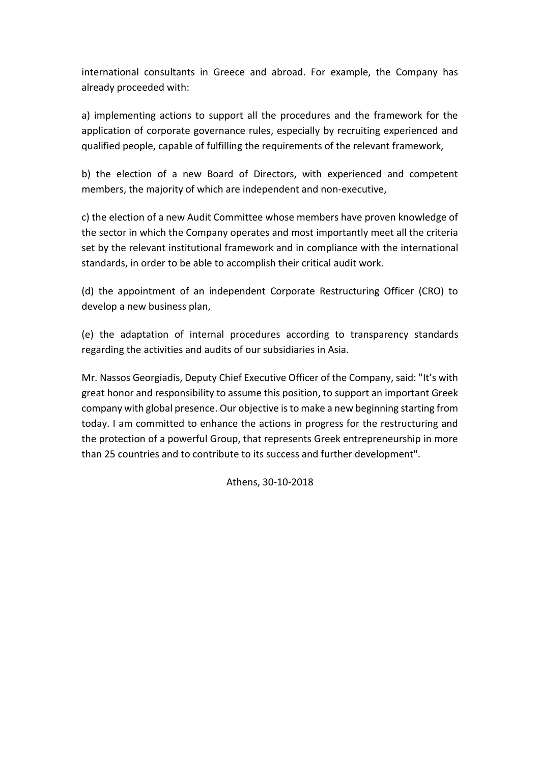international consultants in Greece and abroad. For example, the Company has already proceeded with:

a) implementing actions to support all the procedures and the framework for the application of corporate governance rules, especially by recruiting experienced and qualified people, capable of fulfilling the requirements of the relevant framework,

b) the election of a new Board of Directors, with experienced and competent members, the majority of which are independent and non-executive,

c) the election of a new Audit Committee whose members have proven knowledge of the sector in which the Company operates and most importantly meet all the criteria set by the relevant institutional framework and in compliance with the international standards, in order to be able to accomplish their critical audit work.

(d) the appointment of an independent Corporate Restructuring Officer (CRO) to develop a new business plan,

(e) the adaptation of internal procedures according to transparency standards regarding the activities and audits of our subsidiaries in Asia.

Mr. Nassos Georgiadis, Deputy Chief Executive Officer of the Company, said: "It's with great honor and responsibility to assume this position, to support an important Greek company with global presence. Our objective is to make a new beginning starting from today. I am committed to enhance the actions in progress for the restructuring and the protection of a powerful Group, that represents Greek entrepreneurship in more than 25 countries and to contribute to its success and further development".

Athens, 30-10-2018